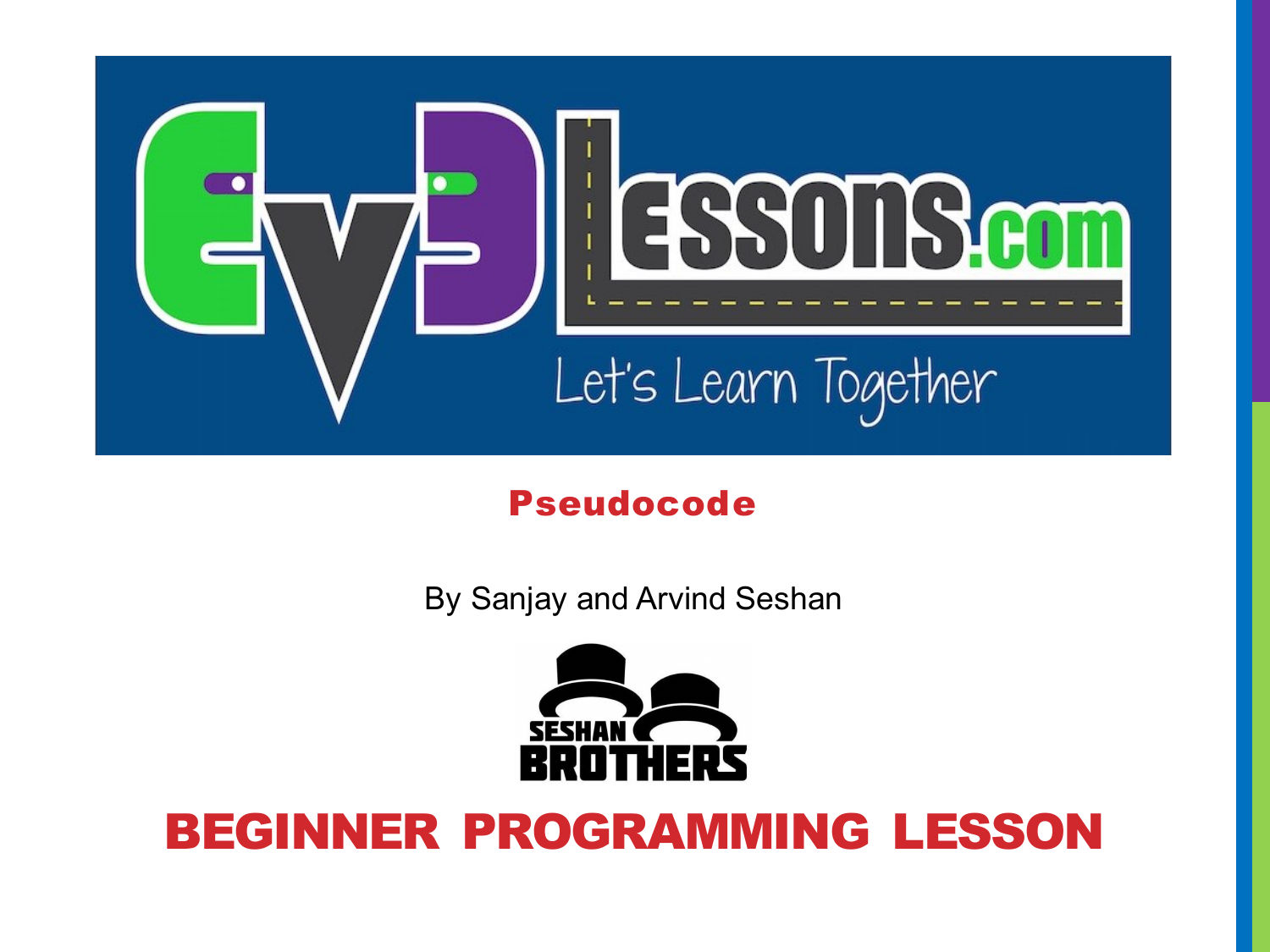# Pseudocode

By Sanjay and Arvind Seshan

## BEGINNER PROGRAMMING LESSON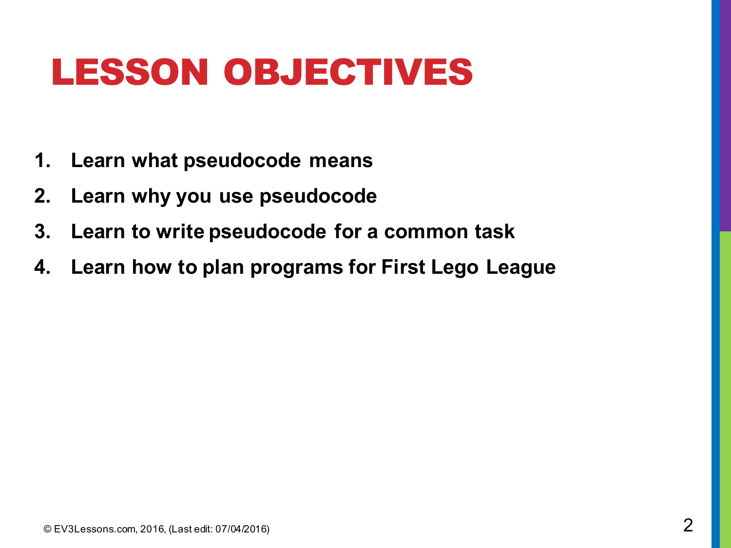# LESSON OBJECTIVES

1. Learn what pseudocode means
2. Learn why you use pseudocode
3. Learn to write pseudocode for a common task
4. Learn how to plan programs for First Lego League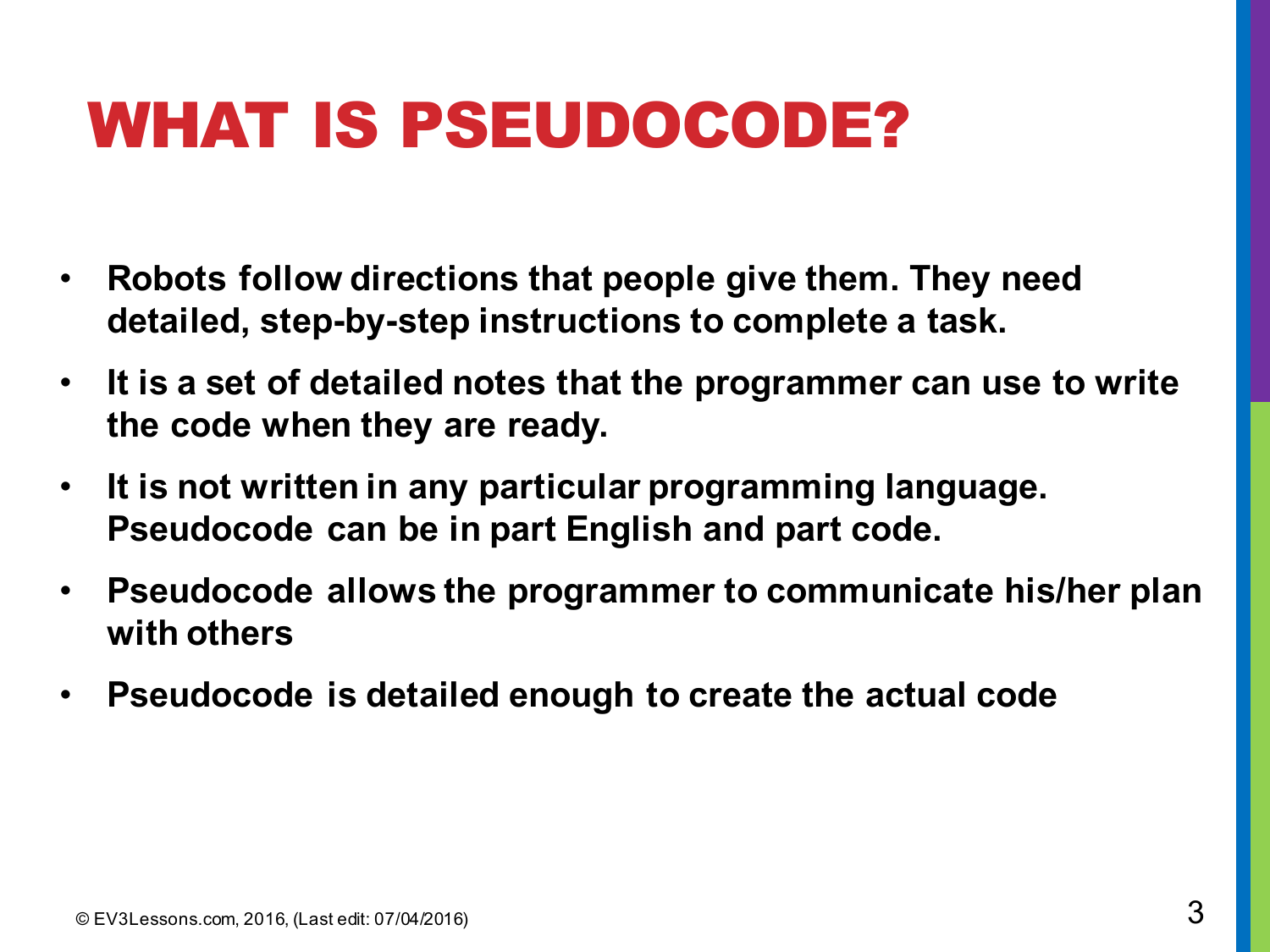# WHAT IS PSEUDOCODE?

- **Robots follow directions that people give them. They need detailed, step-by-step instructions to complete a task.**
- **It is a set of detailed notes that the programmer can use to write the code when they are ready.**
- **It is not written in any particular programming language. Pseudocode can be in part English and part code.**
- **Pseudocode allows the programmer to communicate his/her plan with others**
- **Pseudocode is detailed enough to create the actual code**

© EV3Lessons.com, 2016, (Last edit: 07/04/2016)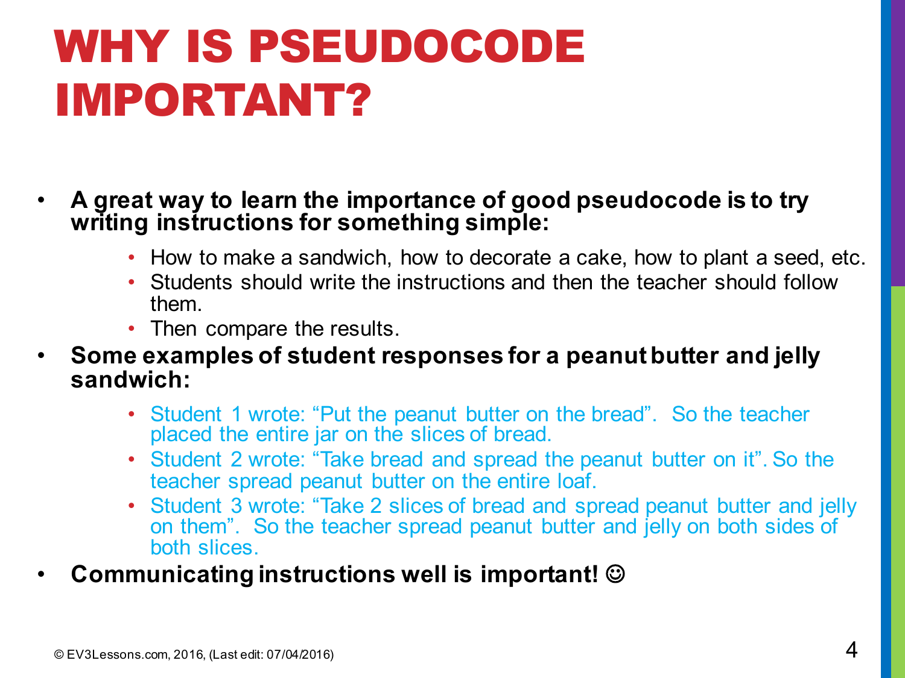# WHY IS PSEUDOCODE IMPORTANT?

- **A great way to learn the importance of good pseudocode is to try writing instructions for something simple:**
  - How to make a sandwich, how to decorate a cake, how to plant a seed, etc.
  - Students should write the instructions and then the teacher should follow them.
  - Then compare the results.
- **Some examples of student responses for a peanut butter and jelly sandwich:**
  - Student 1 wrote: "Put the peanut butter on the bread". So the teacher placed the entire jar on the slices of bread.
  - Student 2 wrote: "Take bread and spread the peanut butter on it". So the teacher spread peanut butter on the entire loaf.
  - Student 3 wrote: "Take 2 slices of bread and spread peanut butter and jelly on them". So the teacher spread peanut butter and jelly on both sides of both slices.
- **Communicating instructions well is important! ☺**

© EV3Lessons.com, 2016, (Last edit: 07/04/2016)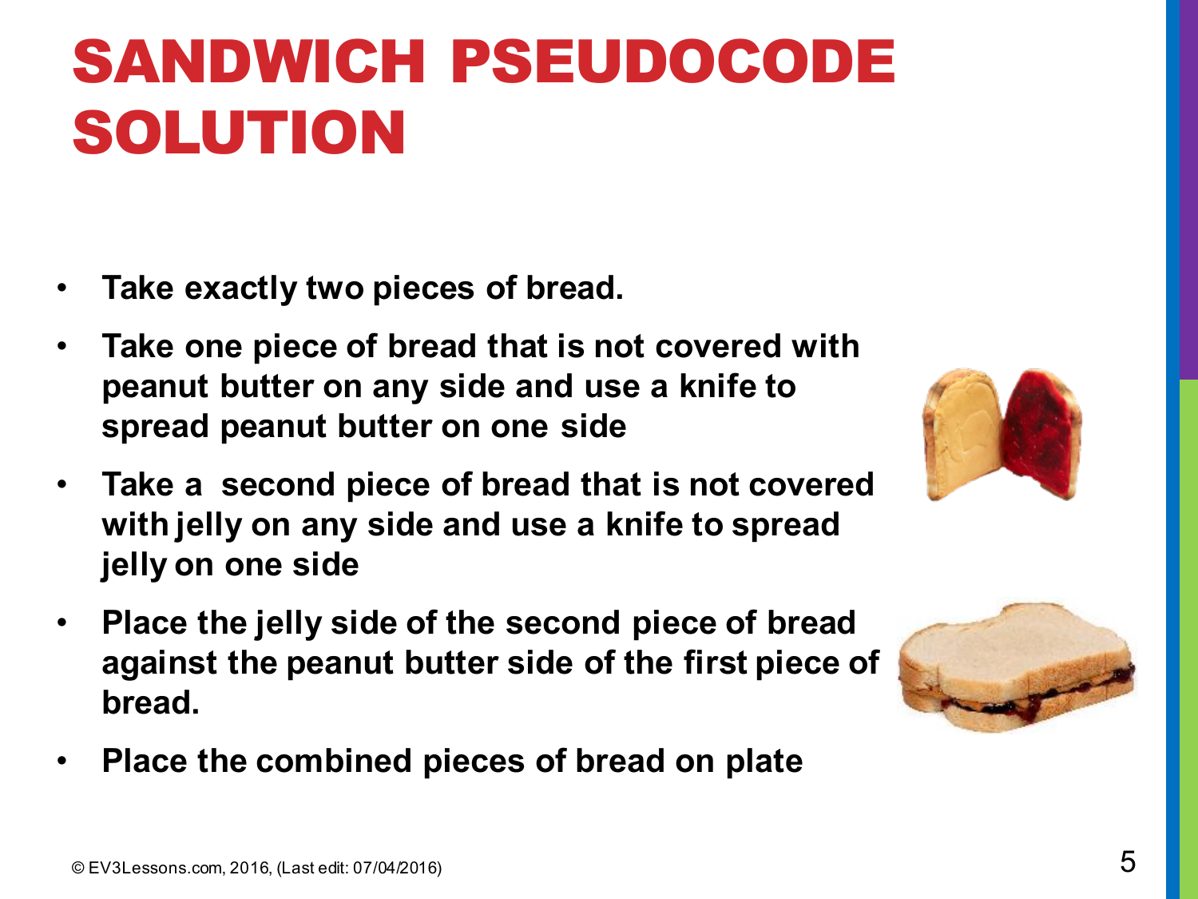# SANDWICH PSEUDOCODE SOLUTION

- **Take exactly two pieces of bread.**
- **Take one piece of bread that is not covered with peanut butter on any side and use a knife to spread peanut butter on one side**
- **Take a second piece of bread that is not covered with jelly on any side and use a knife to spread jelly on one side**
- **Place the jelly side of the second piece of bread against the peanut butter side of the first piece of bread.**
- **Place the combined pieces of bread on plate**

© EV3Lessons.com, 2016, (Last edit: 07/04/2016)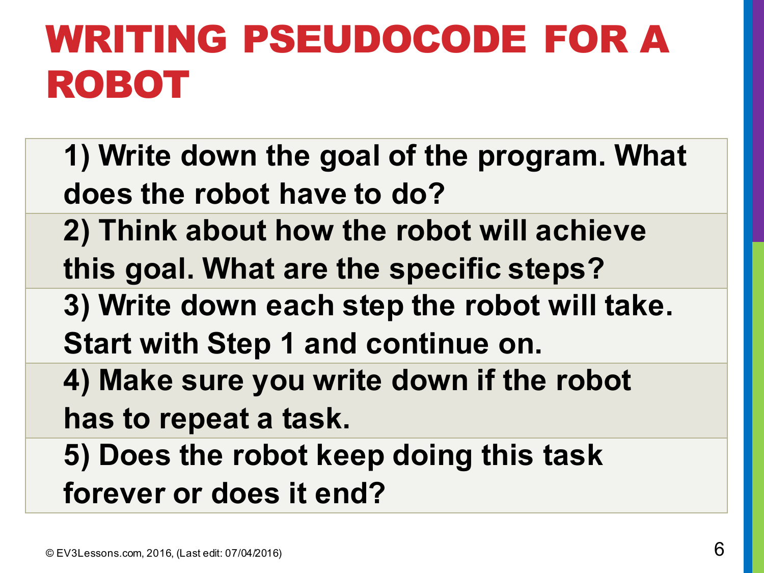# WRITING PSEUDOCODE FOR A ROBOT

1) Write down the goal of the program. What does the robot have to do?
2) Think about how the robot will achieve this goal. What are the specific steps?
3) Write down each step the robot will take. Start with Step 1 and continue on.
4) Make sure you write down if the robot has to repeat a task.
5) Does the robot keep doing this task forever or does it end?

© EV3Lessons.com, 2016, (Last edit: 07/04/2016)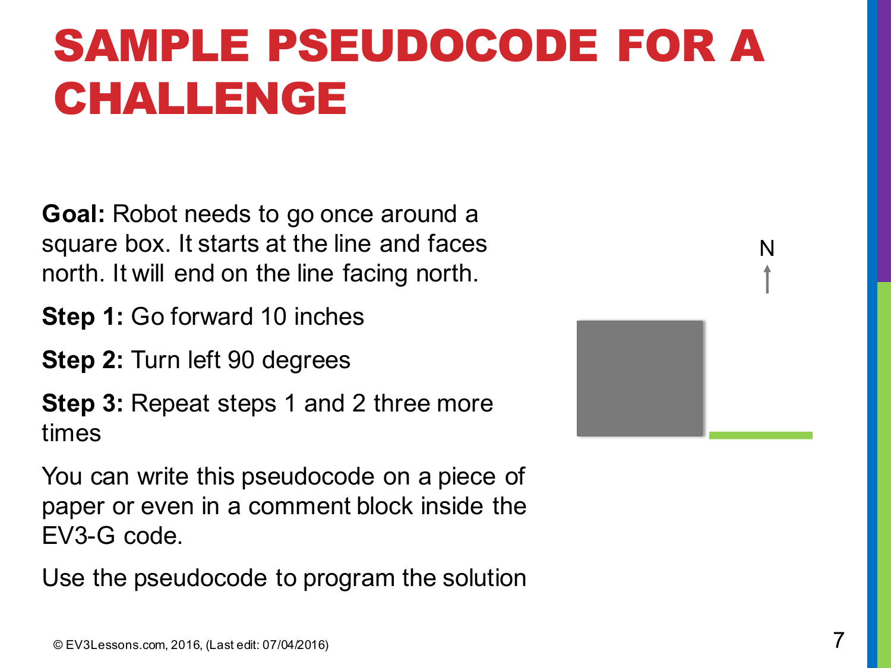# SAMPLE PSEUDOCODE FOR A CHALLENGE

**Goal:** Robot needs to go once around a square box. It starts at the line and faces north. It will end on the line facing north.

**Step 1:** Go forward 10 inches

**Step 2:** Turn left 90 degrees

**Step 3:** Repeat steps 1 and 2 three more times

You can write this pseudocode on a piece of paper or even in a comment block inside the EV3-G code.

Use the pseudocode to program the solution

N

© EV3Lessons.com, 2016, (Last edit: 07/04/2016)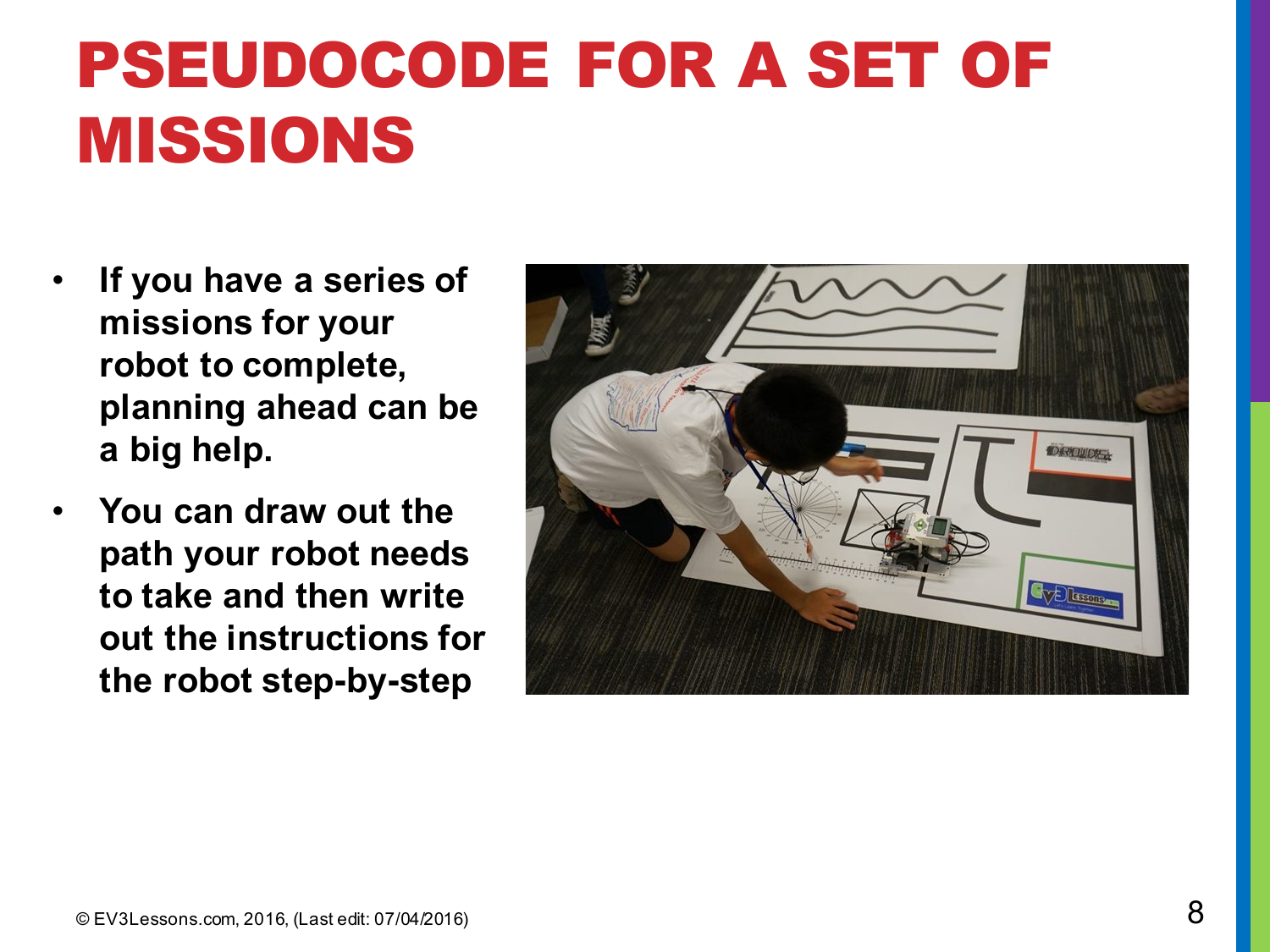# PSEUDOCODE FOR A SET OF MISSIONS

- **If you have a series of missions for your robot to complete, planning ahead can be a big help.**
- **You can draw out the path your robot needs to take and then write out the instructions for the robot step-by-step**

© EV3Lessons.com, 2016, (Last edit: 07/04/2016)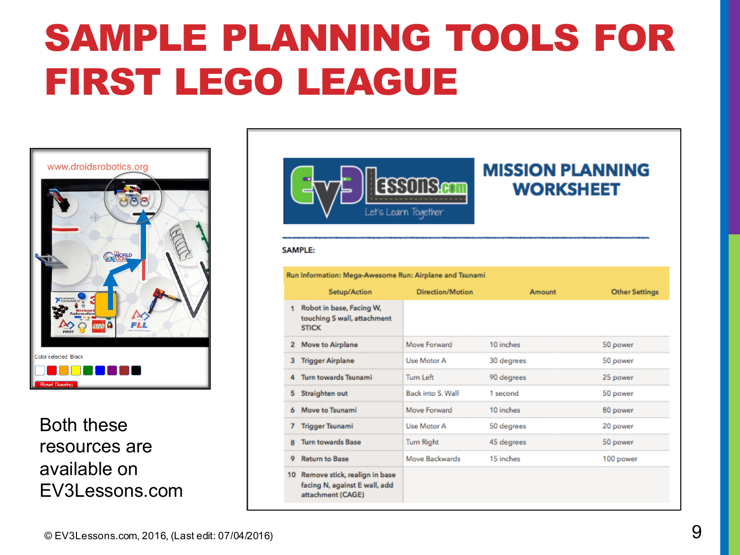# SAMPLE PLANNING TOOLS FOR FIRST LEGO LEAGUE

www.droidsrobotics.org

Color selected: Black

Reset Drawing

## MISSION PLANNING WORKSHEET

**SAMPLE:**

| Run Information: Mega-Awesome Run: Airplane and Tsunami | | | | |
|---|---|---|---|---|
| | Setup/Action | Direction/Motion | Amount | Other Settings |
| 1 | Robot in base, Facing W, touching S wall, attachment STICK | | | |
| 2 | Move to Airplane | Move Forward | 10 inches | 50 power |
| 3 | Trigger Airplane | Use Motor A | 30 degrees | 50 power |
| 4 | Turn towards Tsunami | Turn Left | 90 degrees | 25 power |
| 5 | Straighten out | Back into S. Wall | 1 second | 50 power |
| 6 | Move to Tsunami | Move Forward | 10 inches | 80 power |
| 7 | Trigger Tsunami | Use Motor A | 50 degrees | 20 power |
| 8 | Turn towards Base | Turn Right | 45 degrees | 50 power |
| 9 | Return to Base | Move Backwards | 15 inches | 100 power |
| 10 | Remove stick, realign in base facing N, against E wall, add attachment (CAGE) | | | |

Both these resources are available on EV3Lessons.com

© EV3Lessons.com, 2016, (Last edit: 07/04/2016)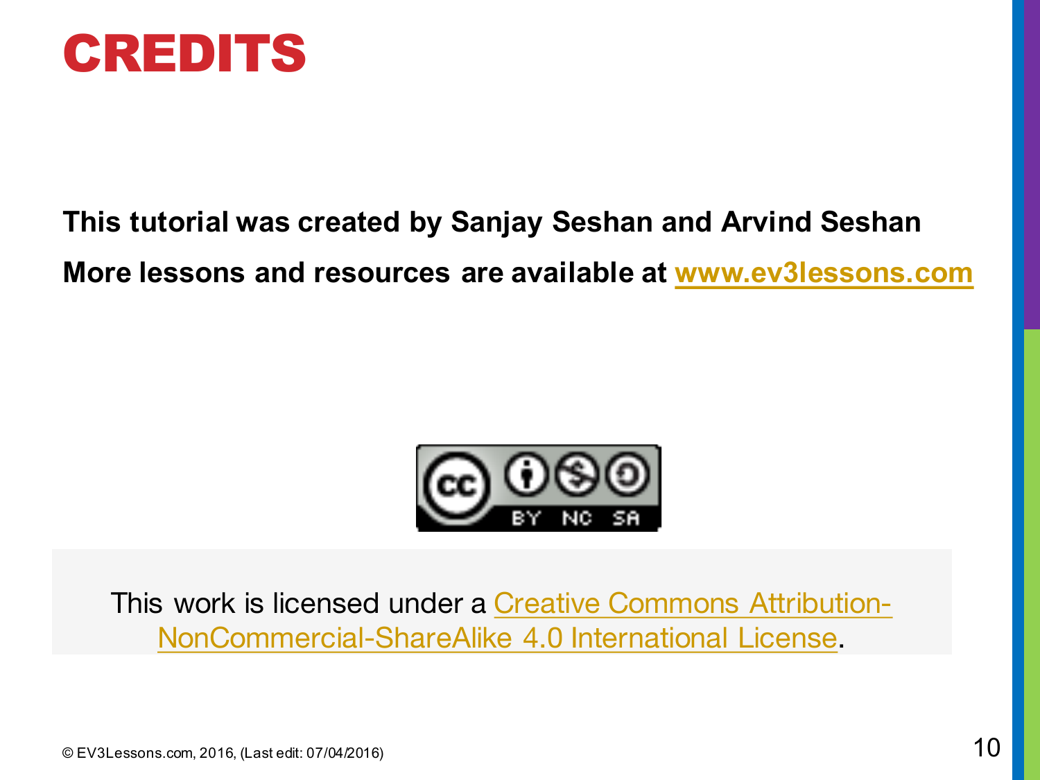# CREDITS

**This tutorial was created by Sanjay Seshan and Arvind Seshan**

**More lessons and resources are available at www.ev3lessons.com**

This work is licensed under a Creative Commons Attribution-NonCommercial-ShareAlike 4.0 International License.

© EV3Lessons.com, 2016, (Last edit: 07/04/2016)